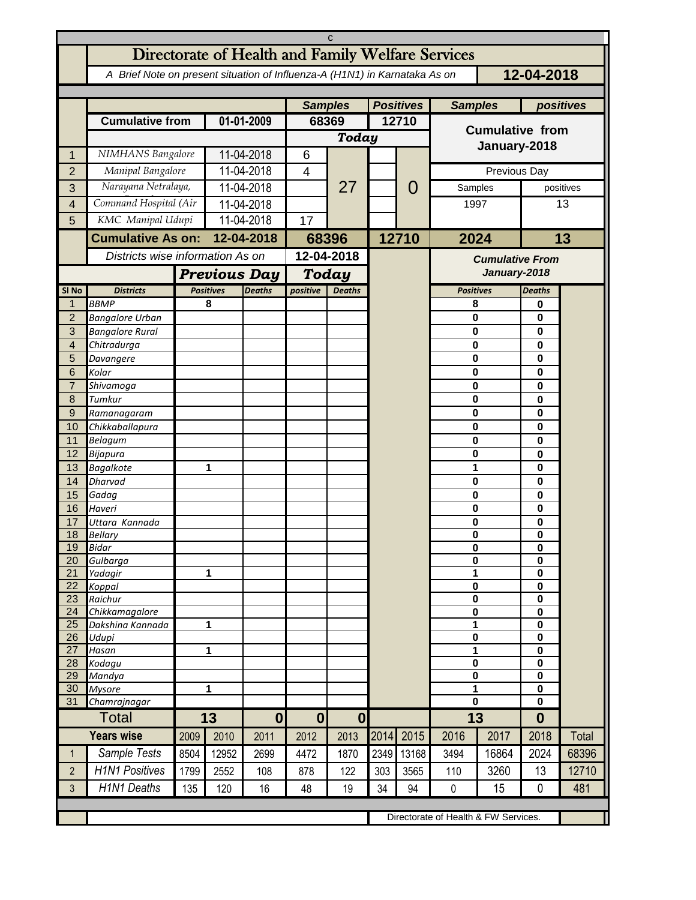# Directorate of Health and Family Welfare Services

*A Brief Note on present situation of Influenza-A (H1N1) in Karnataka As on* **12-04-2018**

| | | | Samples | | Positives | | Samples | positives |
|---|---|---|---|---|---|---|---|---|
| | **Cumulative from** | **01-01-2009** | 68369 | | 12710 | | **Cumulative from January-2018** | |
| | | | ***Today*** | | | | | |
| 1 | *NIMHANS Bangalore* | 11-04-2018 | 6 | 27 | | 0 | | |
| 2 | *Manipal Bangalore* | 11-04-2018 | 4 | | | | Previous Day | |
| 3 | *Narayana Netralaya,* | 11-04-2018 | | | | | Samples | positives |
| 4 | *Command Hospital (Air* | 11-04-2018 | | | | | 1997 | 13 |
| 5 | *KMC Manipal Udupi* | 11-04-2018 | 17 | | | | | |
| | **Cumulative As on:** | **12-04-2018** | **68396** | | **12710** | | **2024** | **13** |

*Districts wise information As on* **12-04-2018**

| Sl No | Districts | Previous Day Positives | Previous Day Deaths | Today positive | Today Deaths | Cumulative From January-2018 Positives | Cumulative From January-2018 Deaths |
|---|---|---|---|---|---|---|---|
| 1 | BBMP | 8 | | | | 8 | 0 |
| 2 | Bangalore Urban | | | | | 0 | 0 |
| 3 | Bangalore Rural | | | | | 0 | 0 |
| 4 | Chitradurga | | | | | 0 | 0 |
| 5 | Davangere | | | | | 0 | 0 |
| 6 | Kolar | | | | | 0 | 0 |
| 7 | Shivamoga | | | | | 0 | 0 |
| 8 | Tumkur | | | | | 0 | 0 |
| 9 | Ramanagaram | | | | | 0 | 0 |
| 10 | Chikkaballapura | | | | | 0 | 0 |
| 11 | Belagum | | | | | 0 | 0 |
| 12 | Bijapura | | | | | 0 | 0 |
| 13 | Bagalkote | 1 | | | | 1 | 0 |
| 14 | Dharvad | | | | | 0 | 0 |
| 15 | Gadag | | | | | 0 | 0 |
| 16 | Haveri | | | | | 0 | 0 |
| 17 | Uttara Kannada | | | | | 0 | 0 |
| 18 | Bellary | | | | | 0 | 0 |
| 19 | Bidar | | | | | 0 | 0 |
| 20 | Gulbarga | | | | | 0 | 0 |
| 21 | Yadagir | 1 | | | | 1 | 0 |
| 22 | Koppal | | | | | 0 | 0 |
| 23 | Raichur | | | | | 0 | 0 |
| 24 | Chikkamagalore | | | | | 0 | 0 |
| 25 | Dakshina Kannada | 1 | | | | 1 | 0 |
| 26 | Udupi | | | | | 0 | 0 |
| 27 | Hasan | 1 | | | | 1 | 0 |
| 28 | Kodagu | | | | | 0 | 0 |
| 29 | Mandya | | | | | 0 | 0 |
| 30 | Mysore | 1 | | | | 1 | 0 |
| 31 | Chamrajnagar | | | | | 0 | 0 |
| | **Total** | **13** | **0** | **0** | **0** | **13** | **0** |

| | Years wise | 2009 | 2010 | 2011 | 2012 | 2013 | 2014 | 2015 | 2016 | 2017 | 2018 | Total |
|---|---|---|---|---|---|---|---|---|---|---|---|---|
| 1 | Sample Tests | 8504 | 12952 | 2699 | 4472 | 1870 | 2349 | 13168 | 3494 | 16864 | 2024 | 68396 |
| 2 | H1N1 Positives | 1799 | 2552 | 108 | 878 | 122 | 303 | 3565 | 110 | 3260 | 13 | 12710 |
| 3 | H1N1 Deaths | 135 | 120 | 16 | 48 | 19 | 34 | 94 | 0 | 15 | 0 | 481 |

Directorate of Health & FW Services.